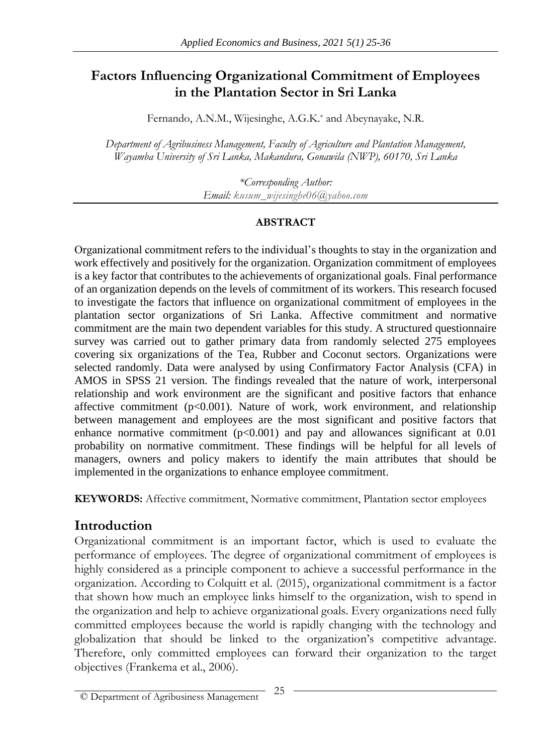# Factors Influencing Organizational Commitment of Employees in the Plantation Sector in Sri Lanka

Fernando, A.N.M., Wijesinghe, A.G.K.* and Abeynayake, N.R.

*Department of Agribusiness Management, Faculty of Agriculture and Plantation Management, Wayamba University of Sri Lanka, Makandura, Gonawila (NWP), 60170, Sri Lanka*

*\*Corresponding Author:*
*Email: kusum_wijesinghe06@yahoo.com*

**ABSTRACT**

Organizational commitment refers to the individual's thoughts to stay in the organization and work effectively and positively for the organization. Organization commitment of employees is a key factor that contributes to the achievements of organizational goals. Final performance of an organization depends on the levels of commitment of its workers. This research focused to investigate the factors that influence on organizational commitment of employees in the plantation sector organizations of Sri Lanka. Affective commitment and normative commitment are the main two dependent variables for this study. A structured questionnaire survey was carried out to gather primary data from randomly selected 275 employees covering six organizations of the Tea, Rubber and Coconut sectors. Organizations were selected randomly. Data were analysed by using Confirmatory Factor Analysis (CFA) in AMOS in SPSS 21 version. The findings revealed that the nature of work, interpersonal relationship and work environment are the significant and positive factors that enhance affective commitment ($p<0.001$). Nature of work, work environment, and relationship between management and employees are the most significant and positive factors that enhance normative commitment ($p<0.001$) and pay and allowances significant at 0.01 probability on normative commitment. These findings will be helpful for all levels of managers, owners and policy makers to identify the main attributes that should be implemented in the organizations to enhance employee commitment.

**KEYWORDS:** Affective commitment, Normative commitment, Plantation sector employees

## Introduction

Organizational commitment is an important factor, which is used to evaluate the performance of employees. The degree of organizational commitment of employees is highly considered as a principle component to achieve a successful performance in the organization. According to Colquitt et al. (2015), organizational commitment is a factor that shown how much an employee links himself to the organization, wish to spend in the organization and help to achieve organizational goals. Every organizations need fully committed employees because the world is rapidly changing with the technology and globalization that should be linked to the organization's competitive advantage. Therefore, only committed employees can forward their organization to the target objectives (Frankema et al., 2006).

© Department of Agribusiness Management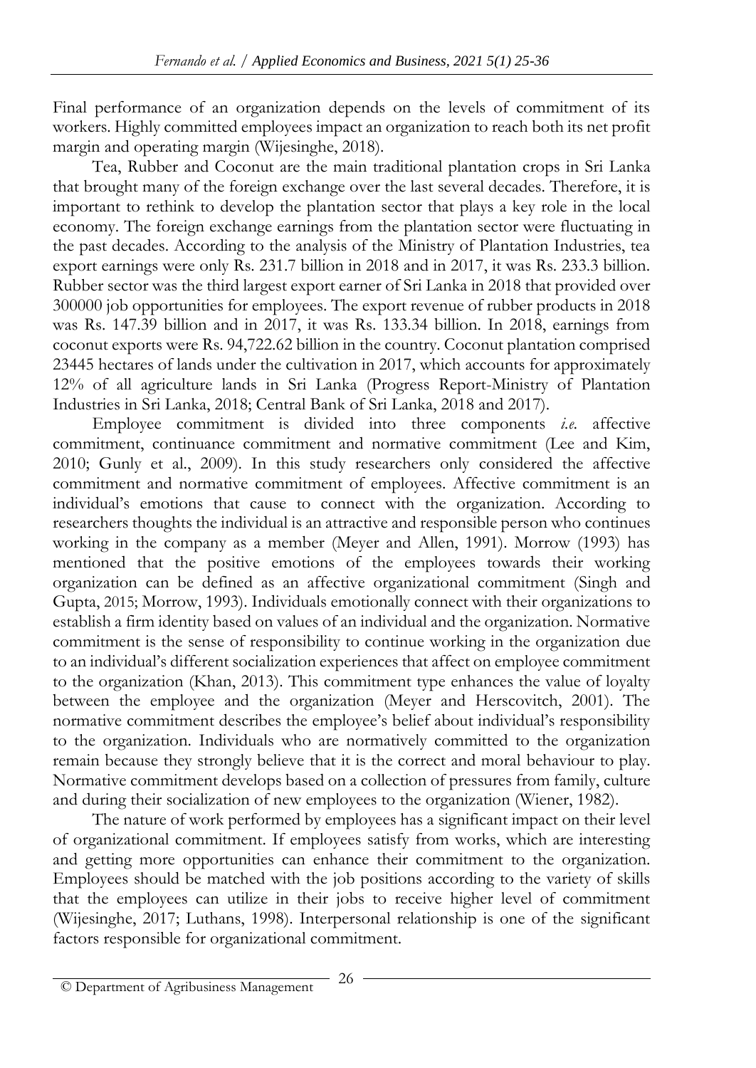Final performance of an organization depends on the levels of commitment of its workers. Highly committed employees impact an organization to reach both its net profit margin and operating margin (Wijesinghe, 2018).

Tea, Rubber and Coconut are the main traditional plantation crops in Sri Lanka that brought many of the foreign exchange over the last several decades. Therefore, it is important to rethink to develop the plantation sector that plays a key role in the local economy. The foreign exchange earnings from the plantation sector were fluctuating in the past decades. According to the analysis of the Ministry of Plantation Industries, tea export earnings were only Rs. 231.7 billion in 2018 and in 2017, it was Rs. 233.3 billion. Rubber sector was the third largest export earner of Sri Lanka in 2018 that provided over 300000 job opportunities for employees. The export revenue of rubber products in 2018 was Rs. 147.39 billion and in 2017, it was Rs. 133.34 billion. In 2018, earnings from coconut exports were Rs. 94,722.62 billion in the country. Coconut plantation comprised 23445 hectares of lands under the cultivation in 2017, which accounts for approximately 12% of all agriculture lands in Sri Lanka (Progress Report-Ministry of Plantation Industries in Sri Lanka, 2018; Central Bank of Sri Lanka, 2018 and 2017).

Employee commitment is divided into three components *i.e.* affective commitment, continuance commitment and normative commitment (Lee and Kim, 2010; Gunly et al., 2009). In this study researchers only considered the affective commitment and normative commitment of employees. Affective commitment is an individual's emotions that cause to connect with the organization. According to researchers thoughts the individual is an attractive and responsible person who continues working in the company as a member (Meyer and Allen, 1991). Morrow (1993) has mentioned that the positive emotions of the employees towards their working organization can be defined as an affective organizational commitment (Singh and Gupta, 2015; Morrow, 1993). Individuals emotionally connect with their organizations to establish a firm identity based on values of an individual and the organization. Normative commitment is the sense of responsibility to continue working in the organization due to an individual's different socialization experiences that affect on employee commitment to the organization (Khan, 2013). This commitment type enhances the value of loyalty between the employee and the organization (Meyer and Herscovitch, 2001). The normative commitment describes the employee's belief about individual's responsibility to the organization. Individuals who are normatively committed to the organization remain because they strongly believe that it is the correct and moral behaviour to play. Normative commitment develops based on a collection of pressures from family, culture and during their socialization of new employees to the organization (Wiener, 1982).

The nature of work performed by employees has a significant impact on their level of organizational commitment. If employees satisfy from works, which are interesting and getting more opportunities can enhance their commitment to the organization. Employees should be matched with the job positions according to the variety of skills that the employees can utilize in their jobs to receive higher level of commitment (Wijesinghe, 2017; Luthans, 1998). Interpersonal relationship is one of the significant factors responsible for organizational commitment.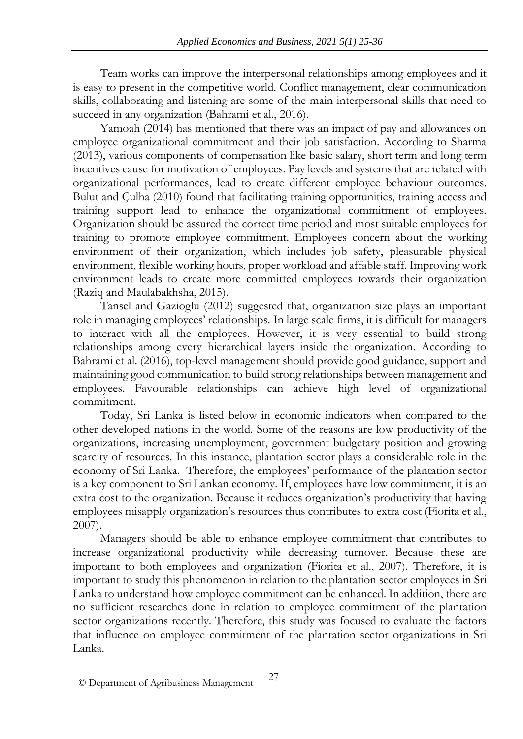Team works can improve the interpersonal relationships among employees and it is easy to present in the competitive world. Conflict management, clear communication skills, collaborating and listening are some of the main interpersonal skills that need to succeed in any organization (Bahrami et al., 2016).

Yamoah (2014) has mentioned that there was an impact of pay and allowances on employee organizational commitment and their job satisfaction. According to Sharma (2013), various components of compensation like basic salary, short term and long term incentives cause for motivation of employees. Pay levels and systems that are related with organizational performances, lead to create different employee behaviour outcomes. Bulut and Çulha (2010) found that facilitating training opportunities, training access and training support lead to enhance the organizational commitment of employees. Organization should be assured the correct time period and most suitable employees for training to promote employee commitment. Employees concern about the working environment of their organization, which includes job safety, pleasurable physical environment, flexible working hours, proper workload and affable staff. Improving work environment leads to create more committed employees towards their organization (Raziq and Maulabakhsha, 2015).

Tansel and Gazioglu (2012) suggested that, organization size plays an important role in managing employees' relationships. In large scale firms, it is difficult for managers to interact with all the employees. However, it is very essential to build strong relationships among every hierarchical layers inside the organization. According to Bahrami et al. (2016), top-level management should provide good guidance, support and maintaining good communication to build strong relationships between management and employees. Favourable relationships can achieve high level of organizational commitment.

Today, Sri Lanka is listed below in economic indicators when compared to the other developed nations in the world. Some of the reasons are low productivity of the organizations, increasing unemployment, government budgetary position and growing scarcity of resources. In this instance, plantation sector plays a considerable role in the economy of Sri Lanka. Therefore, the employees' performance of the plantation sector is a key component to Sri Lankan economy. If, employees have low commitment, it is an extra cost to the organization. Because it reduces organization's productivity that having employees misapply organization's resources thus contributes to extra cost (Fiorita et al., 2007).

Managers should be able to enhance employee commitment that contributes to increase organizational productivity while decreasing turnover. Because these are important to both employees and organization (Fiorita et al., 2007). Therefore, it is important to study this phenomenon in relation to the plantation sector employees in Sri Lanka to understand how employee commitment can be enhanced. In addition, there are no sufficient researches done in relation to employee commitment of the plantation sector organizations recently. Therefore, this study was focused to evaluate the factors that influence on employee commitment of the plantation sector organizations in Sri Lanka.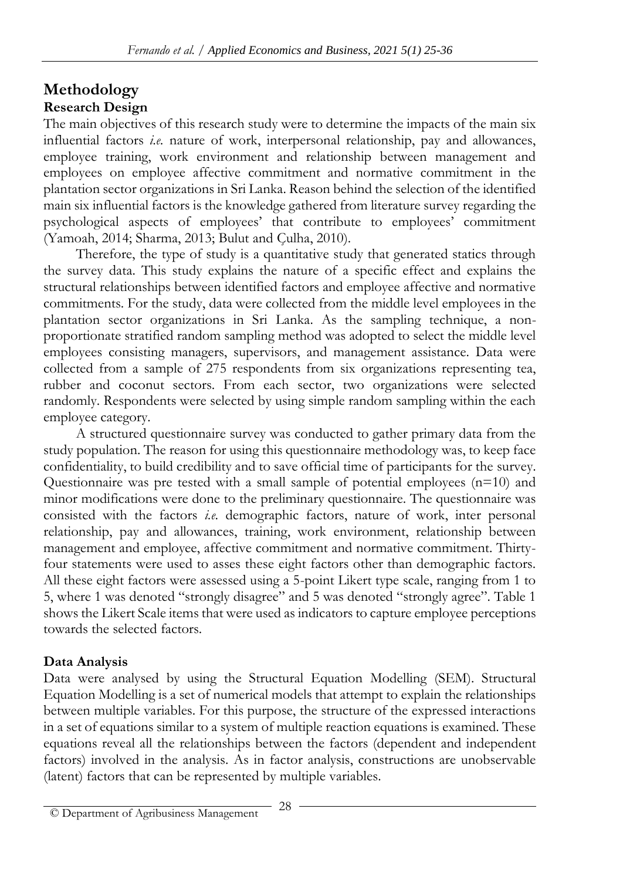# Methodology

## Research Design

The main objectives of this research study were to determine the impacts of the main six influential factors *i.e.* nature of work, interpersonal relationship, pay and allowances, employee training, work environment and relationship between management and employees on employee affective commitment and normative commitment in the plantation sector organizations in Sri Lanka. Reason behind the selection of the identified main six influential factors is the knowledge gathered from literature survey regarding the psychological aspects of employees' that contribute to employees' commitment (Yamoah, 2014; Sharma, 2013; Bulut and Çulha, 2010).

Therefore, the type of study is a quantitative study that generated statics through the survey data. This study explains the nature of a specific effect and explains the structural relationships between identified factors and employee affective and normative commitments. For the study, data were collected from the middle level employees in the plantation sector organizations in Sri Lanka. As the sampling technique, a non-proportionate stratified random sampling method was adopted to select the middle level employees consisting managers, supervisors, and management assistance. Data were collected from a sample of 275 respondents from six organizations representing tea, rubber and coconut sectors. From each sector, two organizations were selected randomly. Respondents were selected by using simple random sampling within the each employee category.

A structured questionnaire survey was conducted to gather primary data from the study population. The reason for using this questionnaire methodology was, to keep face confidentiality, to build credibility and to save official time of participants for the survey. Questionnaire was pre tested with a small sample of potential employees (n=10) and minor modifications were done to the preliminary questionnaire. The questionnaire was consisted with the factors *i.e.* demographic factors, nature of work, inter personal relationship, pay and allowances, training, work environment, relationship between management and employee, affective commitment and normative commitment. Thirty-four statements were used to asses these eight factors other than demographic factors. All these eight factors were assessed using a 5-point Likert type scale, ranging from 1 to 5, where 1 was denoted "strongly disagree" and 5 was denoted "strongly agree". Table 1 shows the Likert Scale items that were used as indicators to capture employee perceptions towards the selected factors.

## Data Analysis

Data were analysed by using the Structural Equation Modelling (SEM). Structural Equation Modelling is a set of numerical models that attempt to explain the relationships between multiple variables. For this purpose, the structure of the expressed interactions in a set of equations similar to a system of multiple reaction equations is examined. These equations reveal all the relationships between the factors (dependent and independent factors) involved in the analysis. As in factor analysis, constructions are unobservable (latent) factors that can be represented by multiple variables.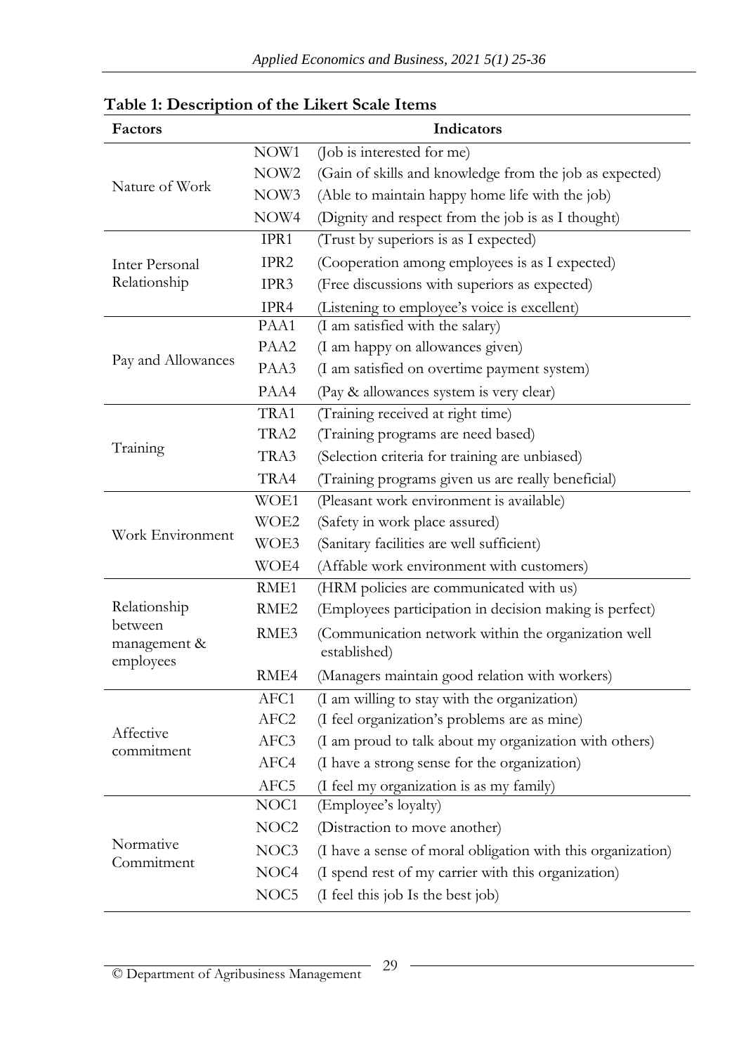**Table 1: Description of the Likert Scale Items**

| Factors | | Indicators |
|---|---|---|
| Nature of Work | NOW1 | (Job is interested for me) |
| | NOW2 | (Gain of skills and knowledge from the job as expected) |
| | NOW3 | (Able to maintain happy home life with the job) |
| | NOW4 | (Dignity and respect from the job is as I thought) |
| Inter Personal Relationship | IPR1 | (Trust by superiors is as I expected) |
| | IPR2 | (Cooperation among employees is as I expected) |
| | IPR3 | (Free discussions with superiors as expected) |
| | IPR4 | (Listening to employee's voice is excellent) |
| Pay and Allowances | PAA1 | (I am satisfied with the salary) |
| | PAA2 | (I am happy on allowances given) |
| | PAA3 | (I am satisfied on overtime payment system) |
| | PAA4 | (Pay & allowances system is very clear) |
| Training | TRA1 | (Training received at right time) |
| | TRA2 | (Training programs are need based) |
| | TRA3 | (Selection criteria for training are unbiased) |
| | TRA4 | (Training programs given us are really beneficial) |
| Work Environment | WOE1 | (Pleasant work environment is available) |
| | WOE2 | (Safety in work place assured) |
| | WOE3 | (Sanitary facilities are well sufficient) |
| | WOE4 | (Affable work environment with customers) |
| Relationship between management & employees | RME1 | (HRM policies are communicated with us) |
| | RME2 | (Employees participation in decision making is perfect) |
| | RME3 | (Communication network within the organization well established) |
| | RME4 | (Managers maintain good relation with workers) |
| Affective commitment | AFC1 | (I am willing to stay with the organization) |
| | AFC2 | (I feel organization's problems are as mine) |
| | AFC3 | (I am proud to talk about my organization with others) |
| | AFC4 | (I have a strong sense for the organization) |
| | AFC5 | (I feel my organization is as my family) |
| Normative Commitment | NOC1 | (Employee's loyalty) |
| | NOC2 | (Distraction to move another) |
| | NOC3 | (I have a sense of moral obligation with this organization) |
| | NOC4 | (I spend rest of my carrier with this organization) |
| | NOC5 | (I feel this job Is the best job) |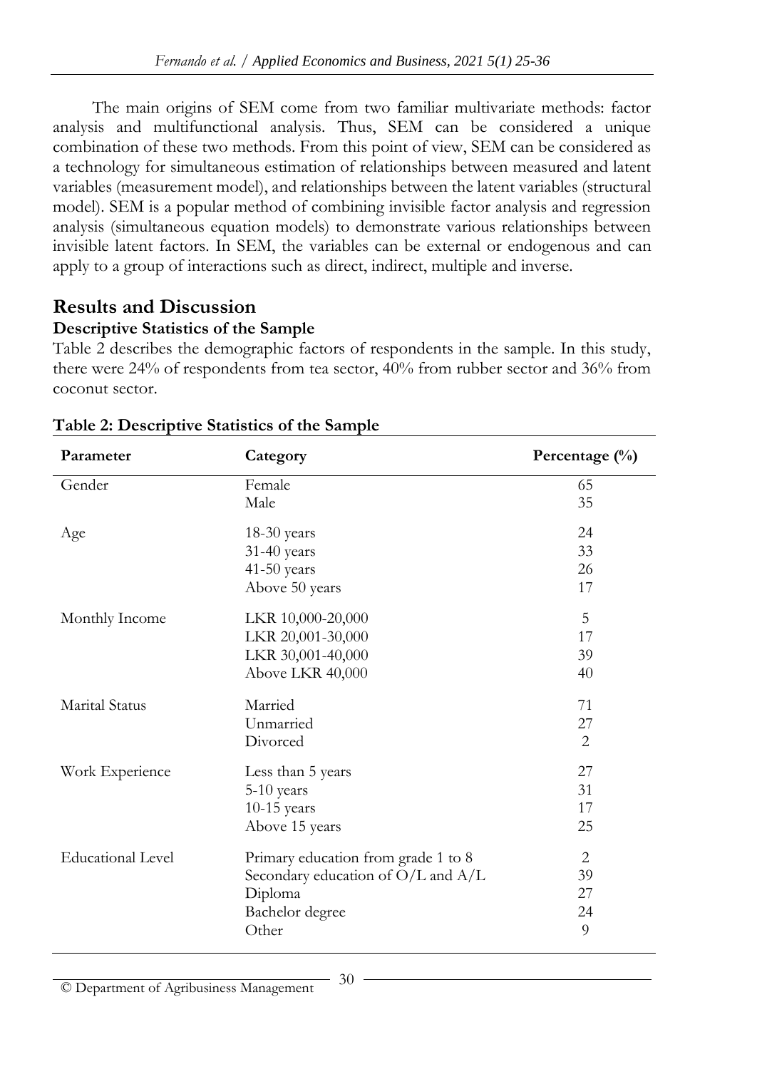The main origins of SEM come from two familiar multivariate methods: factor analysis and multifunctional analysis. Thus, SEM can be considered a unique combination of these two methods. From this point of view, SEM can be considered as a technology for simultaneous estimation of relationships between measured and latent variables (measurement model), and relationships between the latent variables (structural model). SEM is a popular method of combining invisible factor analysis and regression analysis (simultaneous equation models) to demonstrate various relationships between invisible latent factors. In SEM, the variables can be external or endogenous and can apply to a group of interactions such as direct, indirect, multiple and inverse.

## Results and Discussion

### Descriptive Statistics of the Sample

Table 2 describes the demographic factors of respondents in the sample. In this study, there were 24% of respondents from tea sector, 40% from rubber sector and 36% from coconut sector.

**Table 2: Descriptive Statistics of the Sample**

| Parameter | Category | Percentage (%) |
|---|---|---|
| Gender | Female | 65 |
| | Male | 35 |
| Age | 18-30 years | 24 |
| | 31-40 years | 33 |
| | 41-50 years | 26 |
| | Above 50 years | 17 |
| Monthly Income | LKR 10,000-20,000 | 5 |
| | LKR 20,001-30,000 | 17 |
| | LKR 30,001-40,000 | 39 |
| | Above LKR 40,000 | 40 |
| Marital Status | Married | 71 |
| | Unmarried | 27 |
| | Divorced | 2 |
| Work Experience | Less than 5 years | 27 |
| | 5-10 years | 31 |
| | 10-15 years | 17 |
| | Above 15 years | 25 |
| Educational Level | Primary education from grade 1 to 8 | 2 |
| | Secondary education of O/L and A/L | 39 |
| | Diploma | 27 |
| | Bachelor degree | 24 |
| | Other | 9 |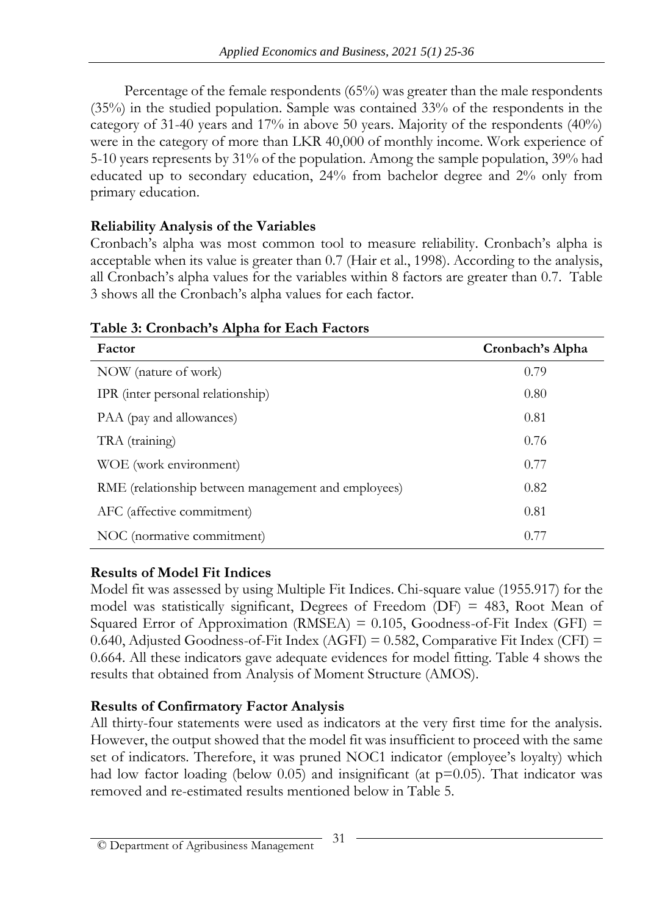Percentage of the female respondents (65%) was greater than the male respondents (35%) in the studied population. Sample was contained 33% of the respondents in the category of 31-40 years and 17% in above 50 years. Majority of the respondents (40%) were in the category of more than LKR 40,000 of monthly income. Work experience of 5-10 years represents by 31% of the population. Among the sample population, 39% had educated up to secondary education, 24% from bachelor degree and 2% only from primary education.

**Reliability Analysis of the Variables**

Cronbach's alpha was most common tool to measure reliability. Cronbach's alpha is acceptable when its value is greater than 0.7 (Hair et al., 1998). According to the analysis, all Cronbach's alpha values for the variables within 8 factors are greater than 0.7. Table 3 shows all the Cronbach's alpha values for each factor.

**Table 3: Cronbach's Alpha for Each Factors**

| Factor | Cronbach's Alpha |
|---|---|
| NOW (nature of work) | 0.79 |
| IPR (inter personal relationship) | 0.80 |
| PAA (pay and allowances) | 0.81 |
| TRA (training) | 0.76 |
| WOE (work environment) | 0.77 |
| RME (relationship between management and employees) | 0.82 |
| AFC (affective commitment) | 0.81 |
| NOC (normative commitment) | 0.77 |

**Results of Model Fit Indices**

Model fit was assessed by using Multiple Fit Indices. Chi-square value (1955.917) for the model was statistically significant, Degrees of Freedom (DF) = 483, Root Mean of Squared Error of Approximation (RMSEA) = 0.105, Goodness-of-Fit Index (GFI) = 0.640, Adjusted Goodness-of-Fit Index (AGFI) = 0.582, Comparative Fit Index (CFI) = 0.664. All these indicators gave adequate evidences for model fitting. Table 4 shows the results that obtained from Analysis of Moment Structure (AMOS).

**Results of Confirmatory Factor Analysis**

All thirty-four statements were used as indicators at the very first time for the analysis. However, the output showed that the model fit was insufficient to proceed with the same set of indicators. Therefore, it was pruned NOC1 indicator (employee's loyalty) which had low factor loading (below 0.05) and insignificant (at $p=0.05$). That indicator was removed and re-estimated results mentioned below in Table 5.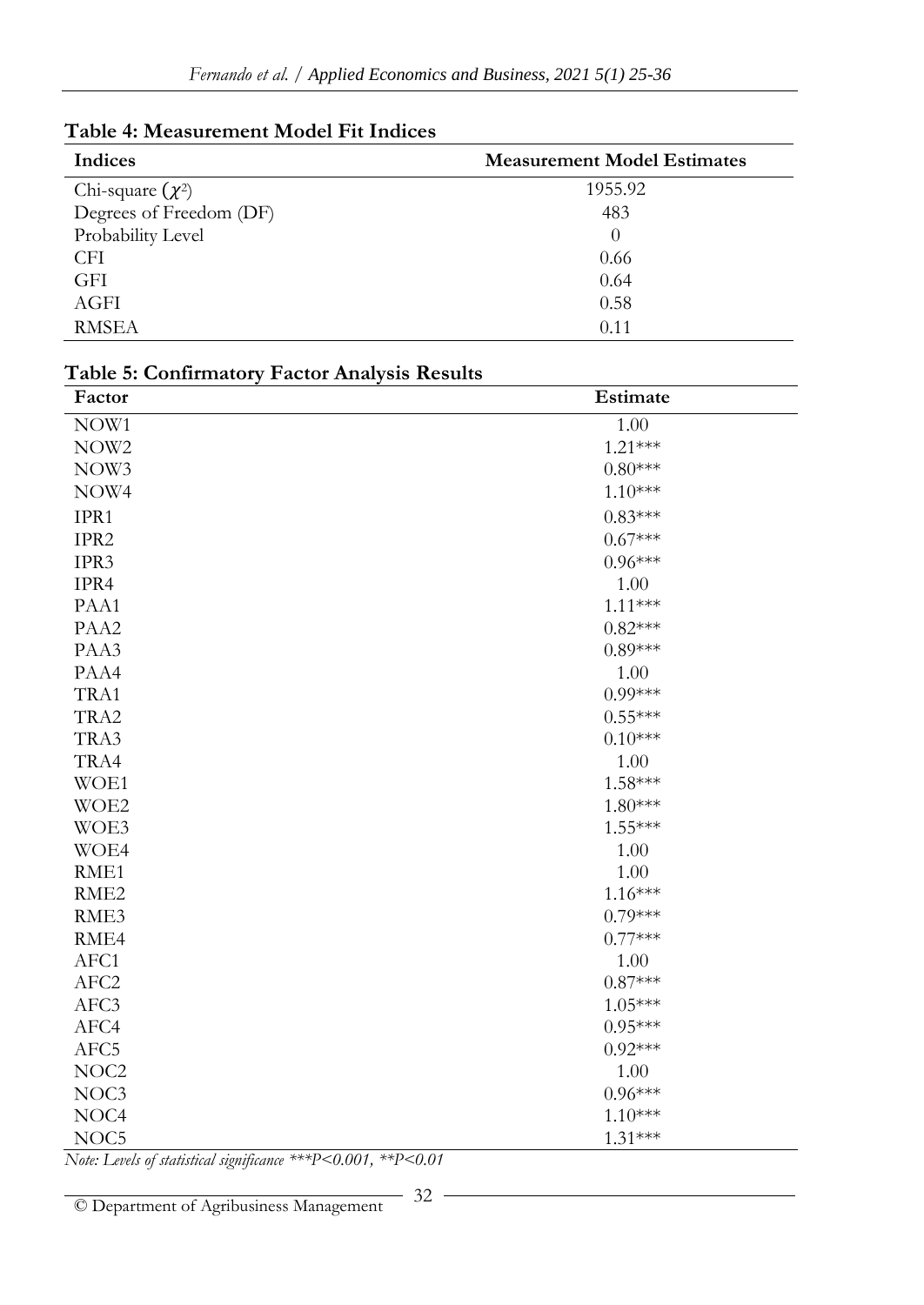**Table 4: Measurement Model Fit Indices**

| Indices | Measurement Model Estimates |
|---|---|
| Chi-square ($\chi^2$) | 1955.92 |
| Degrees of Freedom (DF) | 483 |
| Probability Level | 0 |
| CFI | 0.66 |
| GFI | 0.64 |
| AGFI | 0.58 |
| RMSEA | 0.11 |

**Table 5: Confirmatory Factor Analysis Results**

| Factor | Estimate |
|---|---|
| NOW1 | 1.00 |
| NOW2 | 1.21*** |
| NOW3 | 0.80*** |
| NOW4 | 1.10*** |
| IPR1 | 0.83*** |
| IPR2 | 0.67*** |
| IPR3 | 0.96*** |
| IPR4 | 1.00 |
| PAA1 | 1.11*** |
| PAA2 | 0.82*** |
| PAA3 | 0.89*** |
| PAA4 | 1.00 |
| TRA1 | 0.99*** |
| TRA2 | 0.55*** |
| TRA3 | 0.10*** |
| TRA4 | 1.00 |
| WOE1 | 1.58*** |
| WOE2 | 1.80*** |
| WOE3 | 1.55*** |
| WOE4 | 1.00 |
| RME1 | 1.00 |
| RME2 | 1.16*** |
| RME3 | 0.79*** |
| RME4 | 0.77*** |
| AFC1 | 1.00 |
| AFC2 | 0.87*** |
| AFC3 | 1.05*** |
| AFC4 | 0.95*** |
| AFC5 | 0.92*** |
| NOC2 | 1.00 |
| NOC3 | 0.96*** |
| NOC4 | 1.10*** |
| NOC5 | 1.31*** |

*Note: Levels of statistical significance ***P<0.001, **P<0.01*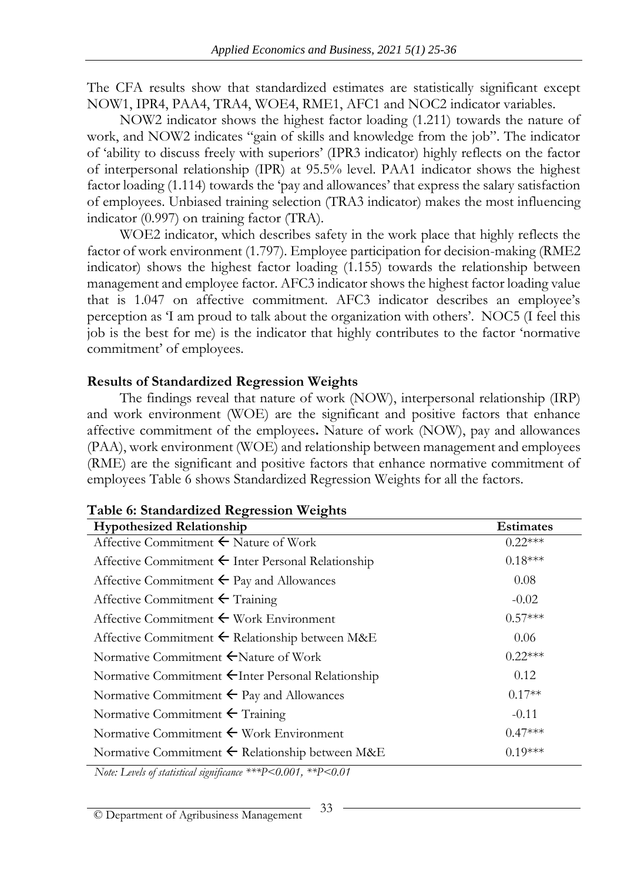The CFA results show that standardized estimates are statistically significant except NOW1, IPR4, PAA4, TRA4, WOE4, RME1, AFC1 and NOC2 indicator variables.

NOW2 indicator shows the highest factor loading (1.211) towards the nature of work, and NOW2 indicates "gain of skills and knowledge from the job". The indicator of 'ability to discuss freely with superiors' (IPR3 indicator) highly reflects on the factor of interpersonal relationship (IPR) at 95.5% level. PAA1 indicator shows the highest factor loading (1.114) towards the 'pay and allowances' that express the salary satisfaction of employees. Unbiased training selection (TRA3 indicator) makes the most influencing indicator (0.997) on training factor (TRA).

WOE2 indicator, which describes safety in the work place that highly reflects the factor of work environment (1.797). Employee participation for decision-making (RME2 indicator) shows the highest factor loading (1.155) towards the relationship between management and employee factor. AFC3 indicator shows the highest factor loading value that is 1.047 on affective commitment. AFC3 indicator describes an employee's perception as 'I am proud to talk about the organization with others'. NOC5 (I feel this job is the best for me) is the indicator that highly contributes to the factor 'normative commitment' of employees.

**Results of Standardized Regression Weights**

The findings reveal that nature of work (NOW), interpersonal relationship (IRP) and work environment (WOE) are the significant and positive factors that enhance affective commitment of the employees**.** Nature of work (NOW), pay and allowances (PAA), work environment (WOE) and relationship between management and employees (RME) are the significant and positive factors that enhance normative commitment of employees Table 6 shows Standardized Regression Weights for all the factors.

**Table 6: Standardized Regression Weights**

| Hypothesized Relationship | Estimates |
|---|---|
| Affective Commitment ← Nature of Work | 0.22*** |
| Affective Commitment ← Inter Personal Relationship | 0.18*** |
| Affective Commitment ← Pay and Allowances | 0.08 |
| Affective Commitment ← Training | -0.02 |
| Affective Commitment ← Work Environment | 0.57*** |
| Affective Commitment ← Relationship between M&E | 0.06 |
| Normative Commitment ←Nature of Work | 0.22*** |
| Normative Commitment ←Inter Personal Relationship | 0.12 |
| Normative Commitment ← Pay and Allowances | 0.17** |
| Normative Commitment ← Training | -0.11 |
| Normative Commitment ← Work Environment | 0.47*** |
| Normative Commitment ← Relationship between M&E | 0.19*** |

*Note: Levels of statistical significance ***P<0.001, **P<0.01*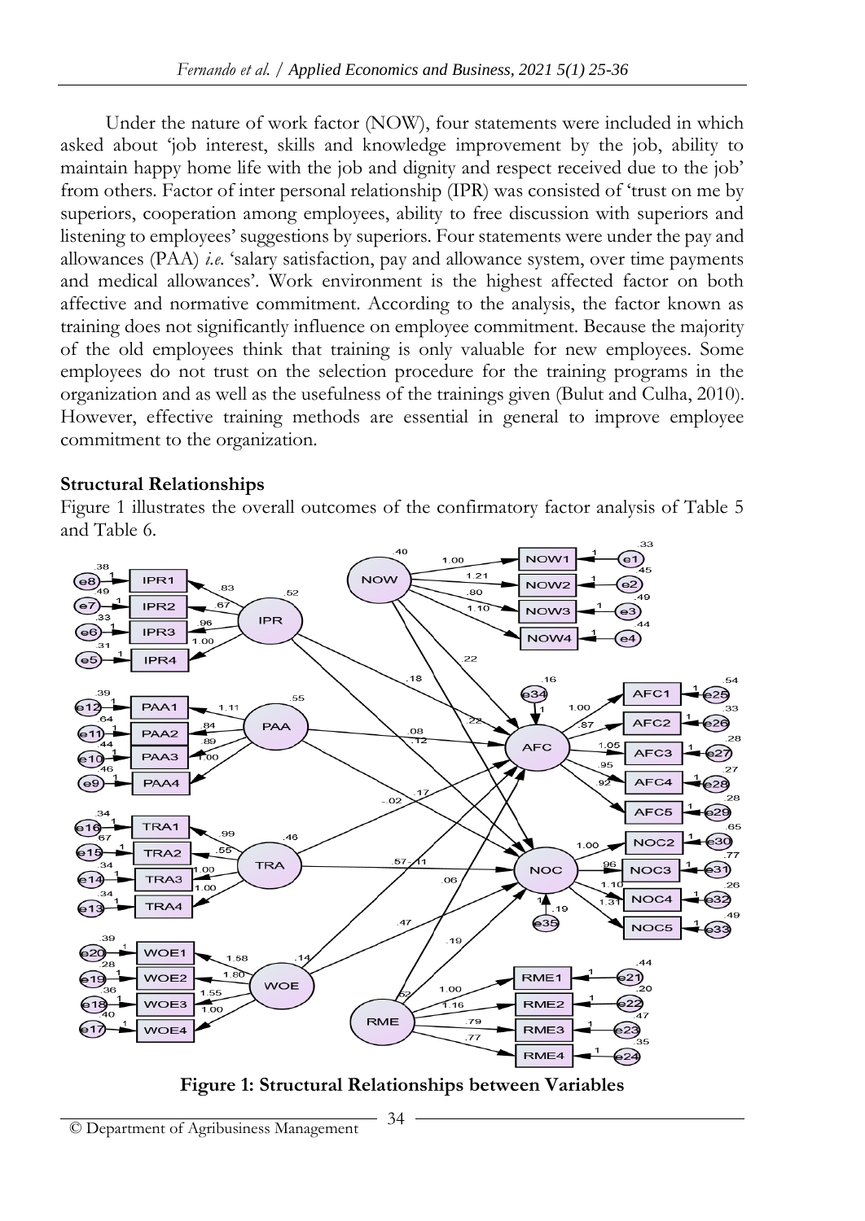Under the nature of work factor (NOW), four statements were included in which asked about 'job interest, skills and knowledge improvement by the job, ability to maintain happy home life with the job and dignity and respect received due to the job' from others. Factor of inter personal relationship (IPR) was consisted of 'trust on me by superiors, cooperation among employees, ability to free discussion with superiors and listening to employees' suggestions by superiors. Four statements were under the pay and allowances (PAA) *i.e.* 'salary satisfaction, pay and allowance system, over time payments and medical allowances'. Work environment is the highest affected factor on both affective and normative commitment. According to the analysis, the factor known as training does not significantly influence on employee commitment. Because the majority of the old employees think that training is only valuable for new employees. Some employees do not trust on the selection procedure for the training programs in the organization and as well as the usefulness of the trainings given (Bulut and Culha, 2010). However, effective training methods are essential in general to improve employee commitment to the organization.

**Structural Relationships**

Figure 1 illustrates the overall outcomes of the confirmatory factor analysis of Table 5 and Table 6.

**Figure 1: Structural Relationships between Variables**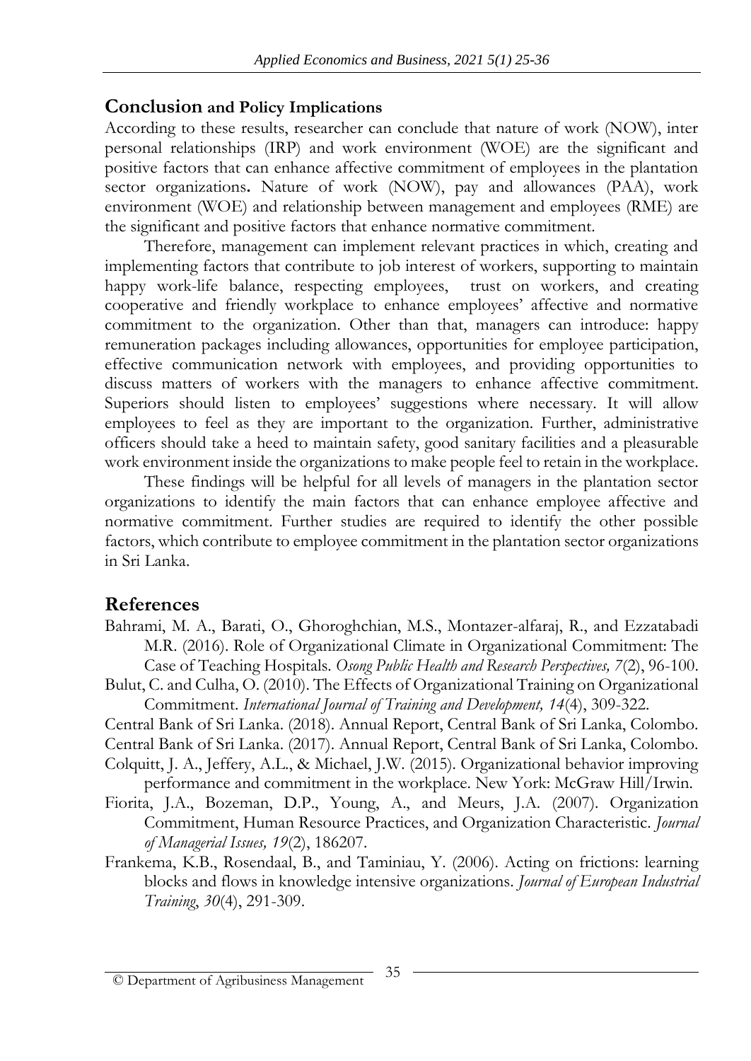## Conclusion and Policy Implications

According to these results, researcher can conclude that nature of work (NOW), inter personal relationships (IRP) and work environment (WOE) are the significant and positive factors that can enhance affective commitment of employees in the plantation sector organizations**.** Nature of work (NOW), pay and allowances (PAA), work environment (WOE) and relationship between management and employees (RME) are the significant and positive factors that enhance normative commitment.

Therefore, management can implement relevant practices in which, creating and implementing factors that contribute to job interest of workers, supporting to maintain happy work-life balance, respecting employees, trust on workers, and creating cooperative and friendly workplace to enhance employees' affective and normative commitment to the organization. Other than that, managers can introduce: happy remuneration packages including allowances, opportunities for employee participation, effective communication network with employees, and providing opportunities to discuss matters of workers with the managers to enhance affective commitment. Superiors should listen to employees' suggestions where necessary. It will allow employees to feel as they are important to the organization. Further, administrative officers should take a heed to maintain safety, good sanitary facilities and a pleasurable work environment inside the organizations to make people feel to retain in the workplace.

These findings will be helpful for all levels of managers in the plantation sector organizations to identify the main factors that can enhance employee affective and normative commitment. Further studies are required to identify the other possible factors, which contribute to employee commitment in the plantation sector organizations in Sri Lanka.

## References

Bahrami, M. A., Barati, O., Ghoroghchian, M.S., Montazer-alfaraj, R., and Ezzatabadi M.R. (2016). Role of Organizational Climate in Organizational Commitment: The Case of Teaching Hospitals. *Osong Public Health and Research Perspectives, 7*(2), 96-100.

Bulut, C. and Culha, O. (2010). The Effects of Organizational Training on Organizational Commitment. *International Journal of Training and Development, 14*(4), 309-322.

Central Bank of Sri Lanka. (2018). Annual Report, Central Bank of Sri Lanka, Colombo.

Central Bank of Sri Lanka. (2017). Annual Report, Central Bank of Sri Lanka, Colombo.

Colquitt, J. A., Jeffery, A.L., & Michael, J.W. (2015). Organizational behavior improving performance and commitment in the workplace. New York: McGraw Hill/Irwin.

Fiorita, J.A., Bozeman, D.P., Young, A., and Meurs, J.A. (2007). Organization Commitment, Human Resource Practices, and Organization Characteristic. *Journal of Managerial Issues, 19*(2), 186207.

Frankema, K.B., Rosendaal, B., and Taminiau, Y. (2006). Acting on frictions: learning blocks and flows in knowledge intensive organizations. *Journal of European Industrial Training*, *30*(4), 291-309.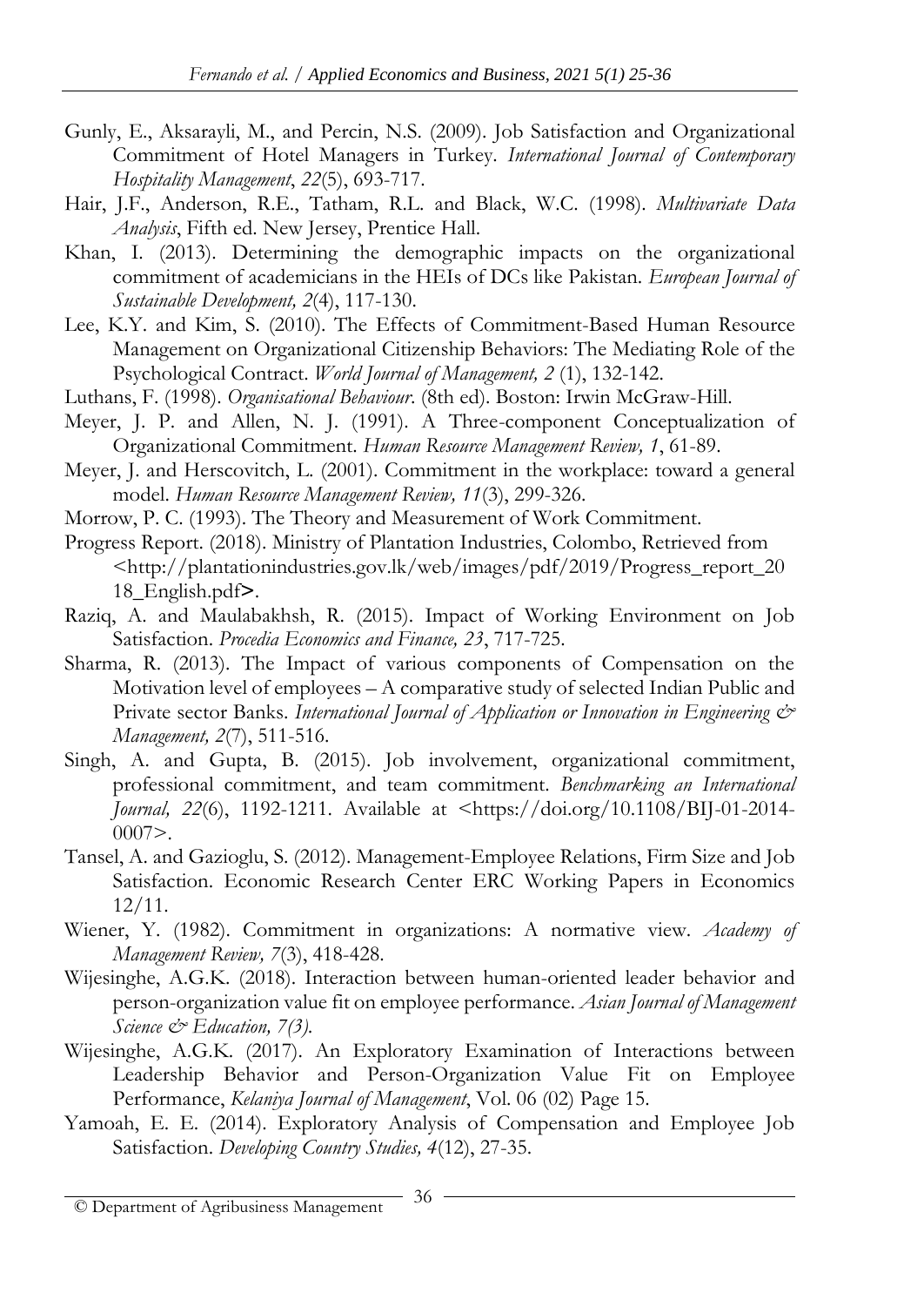Gunly, E., Aksarayli, M., and Percin, N.S. (2009). Job Satisfaction and Organizational Commitment of Hotel Managers in Turkey. *International Journal of Contemporary Hospitality Management*, *22*(5), 693-717.

Hair, J.F., Anderson, R.E., Tatham, R.L. and Black, W.C. (1998). *Multivariate Data Analysis*, Fifth ed. New Jersey, Prentice Hall.

Khan, I. (2013). Determining the demographic impacts on the organizational commitment of academicians in the HEIs of DCs like Pakistan. *European Journal of Sustainable Development, 2*(4), 117-130.

Lee, K.Y. and Kim, S. (2010). The Effects of Commitment-Based Human Resource Management on Organizational Citizenship Behaviors: The Mediating Role of the Psychological Contract. *World Journal of Management, 2* (1), 132-142.

Luthans, F. (1998). *Organisational Behaviour*. (8th ed). Boston: Irwin McGraw-Hill.

Meyer, J. P. and Allen, N. J. (1991). A Three-component Conceptualization of Organizational Commitment. *Human Resource Management Review, 1*, 61-89.

Meyer, J. and Herscovitch, L. (2001). Commitment in the workplace: toward a general model. *Human Resource Management Review, 11*(3), 299-326.

Morrow, P. C. (1993). The Theory and Measurement of Work Commitment.

Progress Report. (2018). Ministry of Plantation Industries, Colombo, Retrieved from <http://plantationindustries.gov.lk/web/images/pdf/2019/Progress_report_2018_English.pdf>.

Raziq, A. and Maulabakhsh, R. (2015). Impact of Working Environment on Job Satisfaction. *Procedia Economics and Finance, 23*, 717-725.

Sharma, R. (2013). The Impact of various components of Compensation on the Motivation level of employees – A comparative study of selected Indian Public and Private sector Banks. *International Journal of Application or Innovation in Engineering & Management, 2*(7), 511-516.

Singh, A. and Gupta, B. (2015). Job involvement, organizational commitment, professional commitment, and team commitment. *Benchmarking an International Journal, 22*(6), 1192-1211. Available at <https://doi.org/10.1108/BIJ-01-2014-0007>.

Tansel, A. and Gazioglu, S. (2012). Management-Employee Relations, Firm Size and Job Satisfaction. Economic Research Center ERC Working Papers in Economics 12/11.

Wiener, Y. (1982). Commitment in organizations: A normative view. *Academy of Management Review, 7*(3), 418-428.

Wijesinghe, A.G.K. (2018). Interaction between human-oriented leader behavior and person-organization value fit on employee performance. *Asian Journal of Management Science & Education, 7(3).*

Wijesinghe, A.G.K. (2017). An Exploratory Examination of Interactions between Leadership Behavior and Person-Organization Value Fit on Employee Performance, *Kelaniya Journal of Management*, Vol. 06 (02) Page 15.

Yamoah, E. E. (2014). Exploratory Analysis of Compensation and Employee Job Satisfaction. *Developing Country Studies, 4*(12), 27-35.